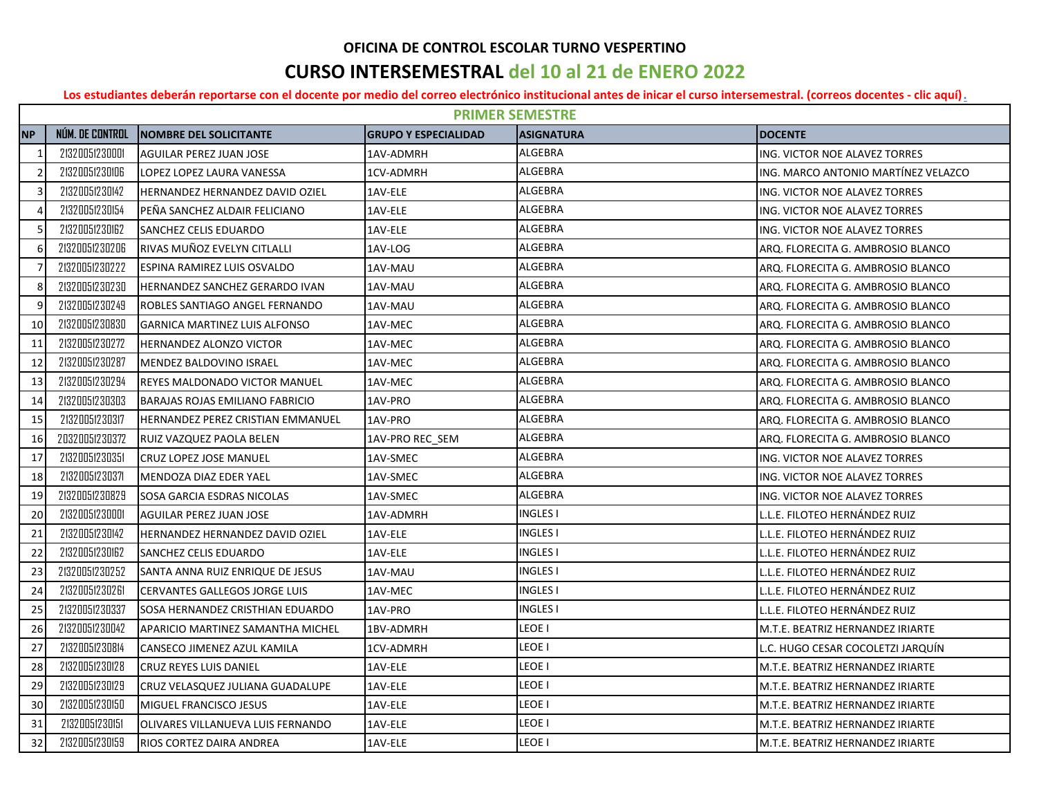**OFICINA DE CONTROL ESCOLAR TURNO VESPERTINO**

# CURSO INTERSEMESTRAL del 10 al 21 de ENERO 2022

**Los estudiantes deberán reportarse con el docente por medio del correo electrónico institucional antes de inicar el curso intersemestral. (correos docentes - clic aquí).**

| PRIMER SEMESTRE | | | | | |
|---|---|---|---|---|---|
| **NP** | **NÚM. DE CONTROL** | **NOMBRE DEL SOLICITANTE** | **GRUPO Y ESPECIALIDAD** | **ASIGNATURA** | **DOCENTE** |
| 1 | 21320051230001 | AGUILAR PEREZ JUAN JOSE | 1AV-ADMRH | ALGEBRA | ING. VICTOR NOE ALAVEZ TORRES |
| 2 | 21320051230106 | LOPEZ LOPEZ LAURA VANESSA | 1CV-ADMRH | ALGEBRA | ING. MARCO ANTONIO MARTÍNEZ VELAZCO |
| 3 | 21320051230142 | HERNANDEZ HERNANDEZ DAVID OZIEL | 1AV-ELE | ALGEBRA | ING. VICTOR NOE ALAVEZ TORRES |
| 4 | 21320051230154 | PEÑA SANCHEZ ALDAIR FELICIANO | 1AV-ELE | ALGEBRA | ING. VICTOR NOE ALAVEZ TORRES |
| 5 | 21320051230162 | SANCHEZ CELIS EDUARDO | 1AV-ELE | ALGEBRA | ING. VICTOR NOE ALAVEZ TORRES |
| 6 | 21320051230206 | RIVAS MUÑOZ EVELYN CITLALLI | 1AV-LOG | ALGEBRA | ARQ. FLORECITA G. AMBROSIO BLANCO |
| 7 | 21320051230222 | ESPINA RAMIREZ LUIS OSVALDO | 1AV-MAU | ALGEBRA | ARQ. FLORECITA G. AMBROSIO BLANCO |
| 8 | 21320051230230 | HERNANDEZ SANCHEZ GERARDO IVAN | 1AV-MAU | ALGEBRA | ARQ. FLORECITA G. AMBROSIO BLANCO |
| 9 | 21320051230249 | ROBLES SANTIAGO ANGEL FERNANDO | 1AV-MAU | ALGEBRA | ARQ. FLORECITA G. AMBROSIO BLANCO |
| 10 | 21320051230830 | GARNICA MARTINEZ LUIS ALFONSO | 1AV-MEC | ALGEBRA | ARQ. FLORECITA G. AMBROSIO BLANCO |
| 11 | 21320051230272 | HERNANDEZ ALONZO VICTOR | 1AV-MEC | ALGEBRA | ARQ. FLORECITA G. AMBROSIO BLANCO |
| 12 | 21320051230287 | MENDEZ BALDOVINO ISRAEL | 1AV-MEC | ALGEBRA | ARQ. FLORECITA G. AMBROSIO BLANCO |
| 13 | 21320051230294 | REYES MALDONADO VICTOR MANUEL | 1AV-MEC | ALGEBRA | ARQ. FLORECITA G. AMBROSIO BLANCO |
| 14 | 21320051230303 | BARAJAS ROJAS EMILIANO FABRICIO | 1AV-PRO | ALGEBRA | ARQ. FLORECITA G. AMBROSIO BLANCO |
| 15 | 21320051230317 | HERNANDEZ PEREZ CRISTIAN EMMANUEL | 1AV-PRO | ALGEBRA | ARQ. FLORECITA G. AMBROSIO BLANCO |
| 16 | 20320051230372 | RUIZ VAZQUEZ PAOLA BELEN | 1AV-PRO REC_SEM | ALGEBRA | ARQ. FLORECITA G. AMBROSIO BLANCO |
| 17 | 21320051230351 | CRUZ LOPEZ JOSE MANUEL | 1AV-SMEC | ALGEBRA | ING. VICTOR NOE ALAVEZ TORRES |
| 18 | 21320051230371 | MENDOZA DIAZ EDER YAEL | 1AV-SMEC | ALGEBRA | ING. VICTOR NOE ALAVEZ TORRES |
| 19 | 21320051230829 | SOSA GARCIA ESDRAS NICOLAS | 1AV-SMEC | ALGEBRA | ING. VICTOR NOE ALAVEZ TORRES |
| 20 | 21320051230001 | AGUILAR PEREZ JUAN JOSE | 1AV-ADMRH | INGLES I | L.L.E. FILOTEO HERNÁNDEZ RUIZ |
| 21 | 21320051230142 | HERNANDEZ HERNANDEZ DAVID OZIEL | 1AV-ELE | INGLES I | L.L.E. FILOTEO HERNÁNDEZ RUIZ |
| 22 | 21320051230162 | SANCHEZ CELIS EDUARDO | 1AV-ELE | INGLES I | L.L.E. FILOTEO HERNÁNDEZ RUIZ |
| 23 | 21320051230252 | SANTA ANNA RUIZ ENRIQUE DE JESUS | 1AV-MAU | INGLES I | L.L.E. FILOTEO HERNÁNDEZ RUIZ |
| 24 | 21320051230261 | CERVANTES GALLEGOS JORGE LUIS | 1AV-MEC | INGLES I | L.L.E. FILOTEO HERNÁNDEZ RUIZ |
| 25 | 21320051230337 | SOSA HERNANDEZ CRISTHIAN EDUARDO | 1AV-PRO | INGLES I | L.L.E. FILOTEO HERNÁNDEZ RUIZ |
| 26 | 21320051230042 | APARICIO MARTINEZ SAMANTHA MICHEL | 1BV-ADMRH | LEOE I | M.T.E. BEATRIZ HERNANDEZ IRIARTE |
| 27 | 21320051230814 | CANSECO JIMENEZ AZUL KAMILA | 1CV-ADMRH | LEOE I | L.C. HUGO CESAR COCOLETZI JARQUÍN |
| 28 | 21320051230128 | CRUZ REYES LUIS DANIEL | 1AV-ELE | LEOE I | M.T.E. BEATRIZ HERNANDEZ IRIARTE |
| 29 | 21320051230129 | CRUZ VELASQUEZ JULIANA GUADALUPE | 1AV-ELE | LEOE I | M.T.E. BEATRIZ HERNANDEZ IRIARTE |
| 30 | 21320051230150 | MIGUEL FRANCISCO JESUS | 1AV-ELE | LEOE I | M.T.E. BEATRIZ HERNANDEZ IRIARTE |
| 31 | 21320051230151 | OLIVARES VILLANUEVA LUIS FERNANDO | 1AV-ELE | LEOE I | M.T.E. BEATRIZ HERNANDEZ IRIARTE |
| 32 | 21320051230159 | RIOS CORTEZ DAIRA ANDREA | 1AV-ELE | LEOE I | M.T.E. BEATRIZ HERNANDEZ IRIARTE |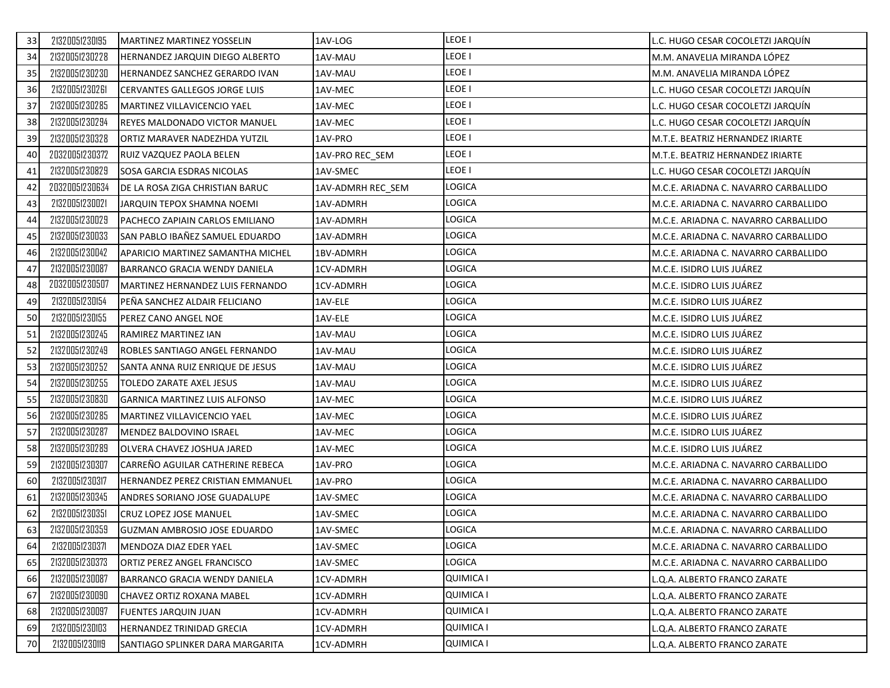| 33 | 21320051230195 | MARTINEZ MARTINEZ YOSSELIN | 1AV-LOG | LEOE I | L.C. HUGO CESAR COCOLETZI JARQUÍN |
|---|---|---|---|---|---|
| 34 | 21320051230228 | HERNANDEZ JARQUIN DIEGO ALBERTO | 1AV-MAU | LEOE I | M.M. ANAVELIA MIRANDA LÓPEZ |
| 35 | 21320051230230 | HERNANDEZ SANCHEZ GERARDO IVAN | 1AV-MAU | LEOE I | M.M. ANAVELIA MIRANDA LÓPEZ |
| 36 | 21320051230261 | CERVANTES GALLEGOS JORGE LUIS | 1AV-MEC | LEOE I | L.C. HUGO CESAR COCOLETZI JARQUÍN |
| 37 | 21320051230285 | MARTINEZ VILLAVICENCIO YAEL | 1AV-MEC | LEOE I | L.C. HUGO CESAR COCOLETZI JARQUÍN |
| 38 | 21320051230294 | REYES MALDONADO VICTOR MANUEL | 1AV-MEC | LEOE I | L.C. HUGO CESAR COCOLETZI JARQUÍN |
| 39 | 21320051230328 | ORTIZ MARAVER NADEZHDA YUTZIL | 1AV-PRO | LEOE I | M.T.E. BEATRIZ HERNANDEZ IRIARTE |
| 40 | 20320051230372 | RUIZ VAZQUEZ PAOLA BELEN | 1AV-PRO REC_SEM | LEOE I | M.T.E. BEATRIZ HERNANDEZ IRIARTE |
| 41 | 21320051230829 | SOSA GARCIA ESDRAS NICOLAS | 1AV-SMEC | LEOE I | L.C. HUGO CESAR COCOLETZI JARQUÍN |
| 42 | 20320051230634 | DE LA ROSA ZIGA CHRISTIAN BARUC | 1AV-ADMRH REC_SEM | LOGICA | M.C.E. ARIADNA C. NAVARRO CARBALLIDO |
| 43 | 21320051230021 | JARQUIN TEPOX SHAMNA NOEMI | 1AV-ADMRH | LOGICA | M.C.E. ARIADNA C. NAVARRO CARBALLIDO |
| 44 | 21320051230029 | PACHECO ZAPIAIN CARLOS EMILIANO | 1AV-ADMRH | LOGICA | M.C.E. ARIADNA C. NAVARRO CARBALLIDO |
| 45 | 21320051230033 | SAN PABLO IBAÑEZ SAMUEL EDUARDO | 1AV-ADMRH | LOGICA | M.C.E. ARIADNA C. NAVARRO CARBALLIDO |
| 46 | 21320051230042 | APARICIO MARTINEZ SAMANTHA MICHEL | 1BV-ADMRH | LOGICA | M.C.E. ARIADNA C. NAVARRO CARBALLIDO |
| 47 | 21320051230087 | BARRANCO GRACIA WENDY DANIELA | 1CV-ADMRH | LOGICA | M.C.E. ISIDRO LUIS JUÁREZ |
| 48 | 20320051230507 | MARTINEZ HERNANDEZ LUIS FERNANDO | 1CV-ADMRH | LOGICA | M.C.E. ISIDRO LUIS JUÁREZ |
| 49 | 21320051230154 | PEÑA SANCHEZ ALDAIR FELICIANO | 1AV-ELE | LOGICA | M.C.E. ISIDRO LUIS JUÁREZ |
| 50 | 21320051230155 | PEREZ CANO ANGEL NOE | 1AV-ELE | LOGICA | M.C.E. ISIDRO LUIS JUÁREZ |
| 51 | 21320051230245 | RAMIREZ MARTINEZ IAN | 1AV-MAU | LOGICA | M.C.E. ISIDRO LUIS JUÁREZ |
| 52 | 21320051230249 | ROBLES SANTIAGO ANGEL FERNANDO | 1AV-MAU | LOGICA | M.C.E. ISIDRO LUIS JUÁREZ |
| 53 | 21320051230252 | SANTA ANNA RUIZ ENRIQUE DE JESUS | 1AV-MAU | LOGICA | M.C.E. ISIDRO LUIS JUÁREZ |
| 54 | 21320051230255 | TOLEDO ZARATE AXEL JESUS | 1AV-MAU | LOGICA | M.C.E. ISIDRO LUIS JUÁREZ |
| 55 | 21320051230830 | GARNICA MARTINEZ LUIS ALFONSO | 1AV-MEC | LOGICA | M.C.E. ISIDRO LUIS JUÁREZ |
| 56 | 21320051230285 | MARTINEZ VILLAVICENCIO YAEL | 1AV-MEC | LOGICA | M.C.E. ISIDRO LUIS JUÁREZ |
| 57 | 21320051230287 | MENDEZ BALDOVINO ISRAEL | 1AV-MEC | LOGICA | M.C.E. ISIDRO LUIS JUÁREZ |
| 58 | 21320051230289 | OLVERA CHAVEZ JOSHUA JARED | 1AV-MEC | LOGICA | M.C.E. ISIDRO LUIS JUÁREZ |
| 59 | 21320051230307 | CARREÑO AGUILAR CATHERINE REBECA | 1AV-PRO | LOGICA | M.C.E. ARIADNA C. NAVARRO CARBALLIDO |
| 60 | 21320051230317 | HERNANDEZ PEREZ CRISTIAN EMMANUEL | 1AV-PRO | LOGICA | M.C.E. ARIADNA C. NAVARRO CARBALLIDO |
| 61 | 21320051230345 | ANDRES SORIANO JOSE GUADALUPE | 1AV-SMEC | LOGICA | M.C.E. ARIADNA C. NAVARRO CARBALLIDO |
| 62 | 21320051230351 | CRUZ LOPEZ JOSE MANUEL | 1AV-SMEC | LOGICA | M.C.E. ARIADNA C. NAVARRO CARBALLIDO |
| 63 | 21320051230359 | GUZMAN AMBROSIO JOSE EDUARDO | 1AV-SMEC | LOGICA | M.C.E. ARIADNA C. NAVARRO CARBALLIDO |
| 64 | 21320051230371 | MENDOZA DIAZ EDER YAEL | 1AV-SMEC | LOGICA | M.C.E. ARIADNA C. NAVARRO CARBALLIDO |
| 65 | 21320051230373 | ORTIZ PEREZ ANGEL FRANCISCO | 1AV-SMEC | LOGICA | M.C.E. ARIADNA C. NAVARRO CARBALLIDO |
| 66 | 21320051230087 | BARRANCO GRACIA WENDY DANIELA | 1CV-ADMRH | QUIMICA I | L.Q.A. ALBERTO FRANCO ZARATE |
| 67 | 21320051230090 | CHAVEZ ORTIZ ROXANA MABEL | 1CV-ADMRH | QUIMICA I | L.Q.A. ALBERTO FRANCO ZARATE |
| 68 | 21320051230097 | FUENTES JARQUIN JUAN | 1CV-ADMRH | QUIMICA I | L.Q.A. ALBERTO FRANCO ZARATE |
| 69 | 21320051230103 | HERNANDEZ TRINIDAD GRECIA | 1CV-ADMRH | QUIMICA I | L.Q.A. ALBERTO FRANCO ZARATE |
| 70 | 21320051230119 | SANTIAGO SPLINKER DARA MARGARITA | 1CV-ADMRH | QUIMICA I | L.Q.A. ALBERTO FRANCO ZARATE |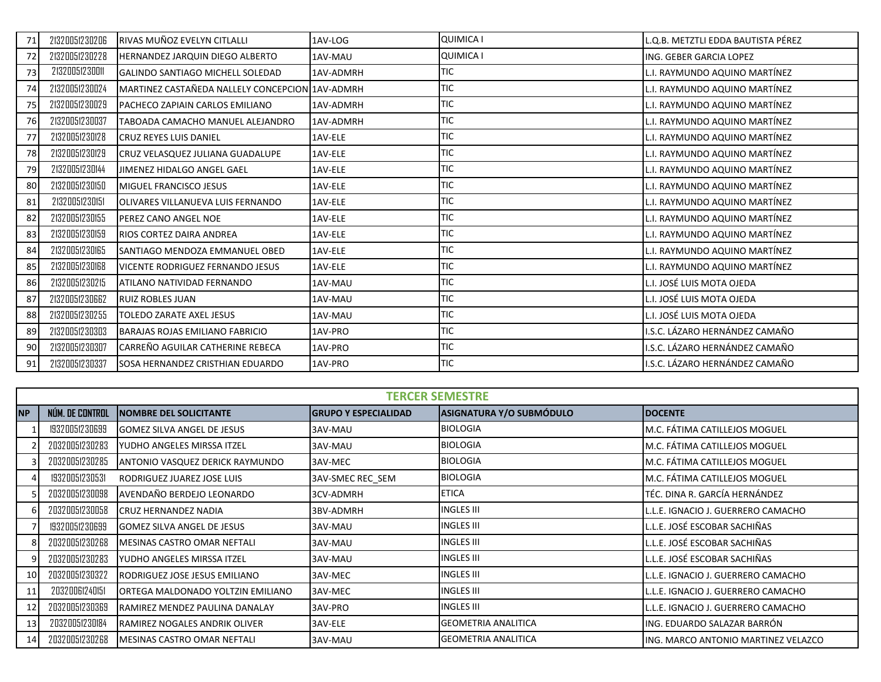| | | | | | |
|---|---|---|---|---|---|
| 71 | 21320051230206 | RIVAS MUÑOZ EVELYN CITLALLI | 1AV-LOG | QUIMICA I | L.Q.B. METZTLI EDDA BAUTISTA PÉREZ |
| 72 | 21320051230228 | HERNANDEZ JARQUIN DIEGO ALBERTO | 1AV-MAU | QUIMICA I | ING. GEBER GARCIA LOPEZ |
| 73 | 2132005123001l | GALINDO SANTIAGO MICHELL SOLEDAD | 1AV-ADMRH | TIC | L.I. RAYMUNDO AQUINO MARTÍNEZ |
| 74 | 21320051230024 | MARTINEZ CASTAÑEDA NALLELY CONCEPCION | 1AV-ADMRH | TIC | L.I. RAYMUNDO AQUINO MARTÍNEZ |
| 75 | 21320051230029 | PACHECO ZAPIAIN CARLOS EMILIANO | 1AV-ADMRH | TIC | L.I. RAYMUNDO AQUINO MARTÍNEZ |
| 76 | 21320051230037 | TABOADA CAMACHO MANUEL ALEJANDRO | 1AV-ADMRH | TIC | L.I. RAYMUNDO AQUINO MARTÍNEZ |
| 77 | 21320051230128 | CRUZ REYES LUIS DANIEL | 1AV-ELE | TIC | L.I. RAYMUNDO AQUINO MARTÍNEZ |
| 78 | 21320051230129 | CRUZ VELASQUEZ JULIANA GUADALUPE | 1AV-ELE | TIC | L.I. RAYMUNDO AQUINO MARTÍNEZ |
| 79 | 21320051230144 | JIMENEZ HIDALGO ANGEL GAEL | 1AV-ELE | TIC | L.I. RAYMUNDO AQUINO MARTÍNEZ |
| 80 | 21320051230150 | MIGUEL FRANCISCO JESUS | 1AV-ELE | TIC | L.I. RAYMUNDO AQUINO MARTÍNEZ |
| 81 | 21320051230151 | OLIVARES VILLANUEVA LUIS FERNANDO | 1AV-ELE | TIC | L.I. RAYMUNDO AQUINO MARTÍNEZ |
| 82 | 21320051230155 | PEREZ CANO ANGEL NOE | 1AV-ELE | TIC | L.I. RAYMUNDO AQUINO MARTÍNEZ |
| 83 | 21320051230159 | RIOS CORTEZ DAIRA ANDREA | 1AV-ELE | TIC | L.I. RAYMUNDO AQUINO MARTÍNEZ |
| 84 | 21320051230165 | SANTIAGO MENDOZA EMMANUEL OBED | 1AV-ELE | TIC | L.I. RAYMUNDO AQUINO MARTÍNEZ |
| 85 | 21320051230168 | VICENTE RODRIGUEZ FERNANDO JESUS | 1AV-ELE | TIC | L.I. RAYMUNDO AQUINO MARTÍNEZ |
| 86 | 21320051230215 | ATILANO NATIVIDAD FERNANDO | 1AV-MAU | TIC | L.I. JOSÉ LUIS MOTA OJEDA |
| 87 | 21320051230662 | RUIZ ROBLES JUAN | 1AV-MAU | TIC | L.I. JOSÉ LUIS MOTA OJEDA |
| 88 | 21320051230255 | TOLEDO ZARATE AXEL JESUS | 1AV-MAU | TIC | L.I. JOSÉ LUIS MOTA OJEDA |
| 89 | 21320051230303 | BARAJAS ROJAS EMILIANO FABRICIO | 1AV-PRO | TIC | I.S.C. LÁZARO HERNÁNDEZ CAMAÑO |
| 90 | 21320051230307 | CARREÑO AGUILAR CATHERINE REBECA | 1AV-PRO | TIC | I.S.C. LÁZARO HERNÁNDEZ CAMAÑO |
| 91 | 21320051230337 | SOSA HERNANDEZ CRISTHIAN EDUARDO | 1AV-PRO | TIC | I.S.C. LÁZARO HERNÁNDEZ CAMAÑO |

## TERCER SEMESTRE

| NP | NÚM. DE CONTROL | NOMBRE DEL SOLICITANTE | GRUPO Y ESPECIALIDAD | ASIGNATURA Y/O SUBMÓDULO | DOCENTE |
|---|---|---|---|---|---|
| 1 | 19320051230699 | GOMEZ SILVA ANGEL DE JESUS | 3AV-MAU | BIOLOGIA | M.C. FÁTIMA CATILLEJOS MOGUEL |
| 2 | 20320051230283 | YUDHO ANGELES MIRSSA ITZEL | 3AV-MAU | BIOLOGIA | M.C. FÁTIMA CATILLEJOS MOGUEL |
| 3 | 20320051230285 | ANTONIO VASQUEZ DERICK RAYMUNDO | 3AV-MEC | BIOLOGIA | M.C. FÁTIMA CATILLEJOS MOGUEL |
| 4 | 19320051230531 | RODRIGUEZ JUAREZ JOSE LUIS | 3AV-SMEC REC_SEM | BIOLOGIA | M.C. FÁTIMA CATILLEJOS MOGUEL |
| 5 | 20320051230098 | AVENDAÑO BERDEJO LEONARDO | 3CV-ADMRH | ETICA | TÉC. DINA R. GARCÍA HERNÁNDEZ |
| 6 | 20320051230058 | CRUZ HERNANDEZ NADIA | 3BV-ADMRH | INGLES III | L.L.E. IGNACIO J. GUERRERO CAMACHO |
| 7 | 19320051230699 | GOMEZ SILVA ANGEL DE JESUS | 3AV-MAU | INGLES III | L.L.E. JOSÉ ESCOBAR SACHIÑAS |
| 8 | 20320051230268 | MESINAS CASTRO OMAR NEFTALI | 3AV-MAU | INGLES III | L.L.E. JOSÉ ESCOBAR SACHIÑAS |
| 9 | 20320051230283 | YUDHO ANGELES MIRSSA ITZEL | 3AV-MAU | INGLES III | L.L.E. JOSÉ ESCOBAR SACHIÑAS |
| 10 | 20320051230322 | RODRIGUEZ JOSE JESUS EMILIANO | 3AV-MEC | INGLES III | L.L.E. IGNACIO J. GUERRERO CAMACHO |
| 11 | 20320061240151 | ORTEGA MALDONADO YOLTZIN EMILIANO | 3AV-MEC | INGLES III | L.L.E. IGNACIO J. GUERRERO CAMACHO |
| 12 | 20320051230369 | RAMIREZ MENDEZ PAULINA DANALAY | 3AV-PRO | INGLES III | L.L.E. IGNACIO J. GUERRERO CAMACHO |
| 13 | 20320051230184 | RAMIREZ NOGALES ANDRIK OLIVER | 3AV-ELE | GEOMETRIA ANALITICA | ING. EDUARDO SALAZAR BARRÓN |
| 14 | 20320051230268 | MESINAS CASTRO OMAR NEFTALI | 3AV-MAU | GEOMETRIA ANALITICA | ING. MARCO ANTONIO MARTINEZ VELAZCO |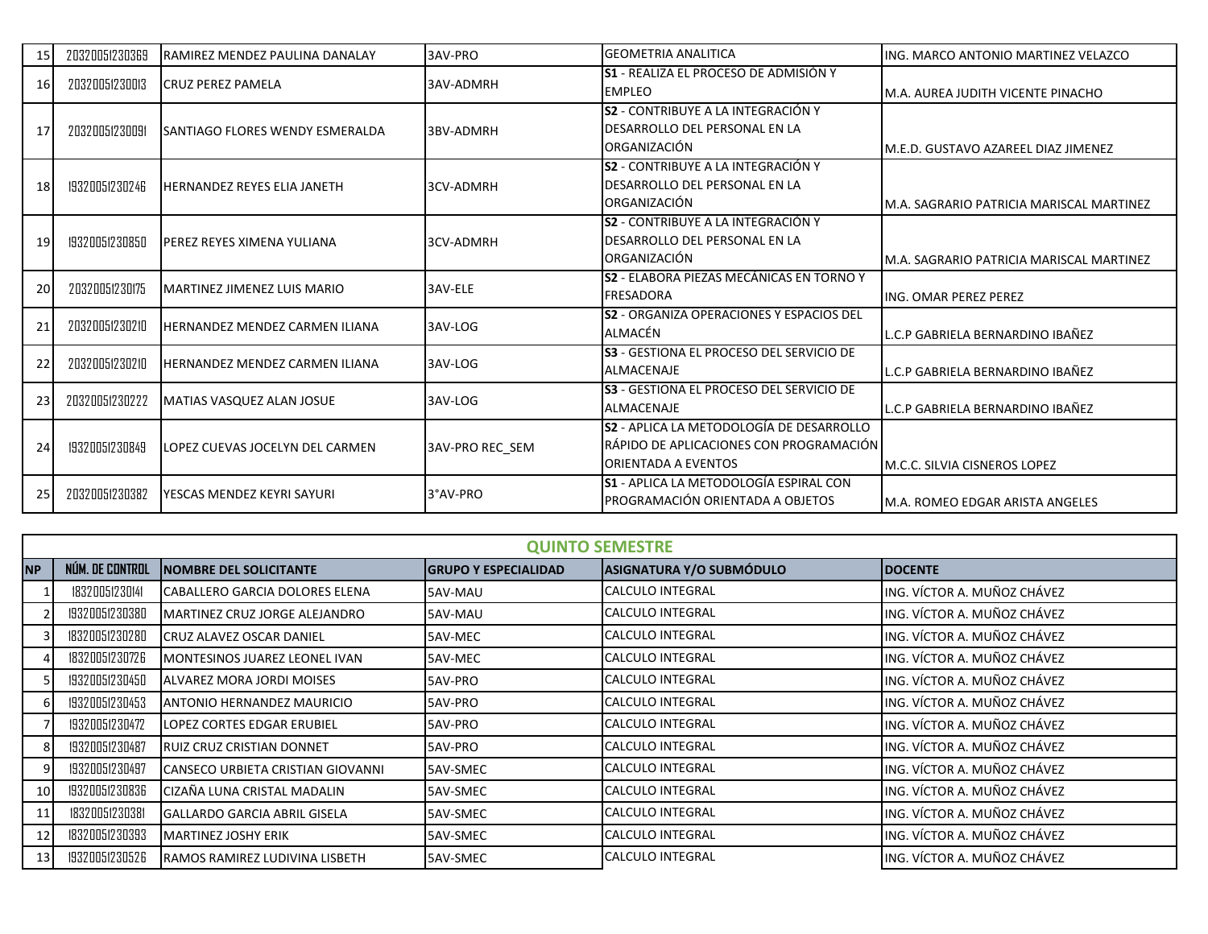| 15 | 20320051230369 | RAMIREZ MENDEZ PAULINA DANALAY | 3AV-PRO | GEOMETRIA ANALITICA | ING. MARCO ANTONIO MARTINEZ VELAZCO |
|---|---|---|---|---|---|
| 16 | 20320051230013 | CRUZ PEREZ PAMELA | 3AV-ADMRH | **S1** - REALIZA EL PROCESO DE ADMISIÓN Y EMPLEO | M.A. AUREA JUDITH VICENTE PINACHO |
| 17 | 20320051230091 | SANTIAGO FLORES WENDY ESMERALDA | 3BV-ADMRH | **S2** - CONTRIBUYE A LA INTEGRACIÓN Y DESARROLLO DEL PERSONAL EN LA ORGANIZACIÓN | M.E.D. GUSTAVO AZAREEL DIAZ JIMENEZ |
| 18 | 19320051230246 | HERNANDEZ REYES ELIA JANETH | 3CV-ADMRH | **S2** - CONTRIBUYE A LA INTEGRACIÓN Y DESARROLLO DEL PERSONAL EN LA ORGANIZACIÓN | M.A. SAGRARIO PATRICIA MARISCAL MARTINEZ |
| 19 | 19320051230850 | PEREZ REYES XIMENA YULIANA | 3CV-ADMRH | **S2** - CONTRIBUYE A LA INTEGRACIÓN Y DESARROLLO DEL PERSONAL EN LA ORGANIZACIÓN | M.A. SAGRARIO PATRICIA MARISCAL MARTINEZ |
| 20 | 20320051230175 | MARTINEZ JIMENEZ LUIS MARIO | 3AV-ELE | **S2** - ELABORA PIEZAS MECÁNICAS EN TORNO Y FRESADORA | ING. OMAR PEREZ PEREZ |
| 21 | 20320051230210 | HERNANDEZ MENDEZ CARMEN ILIANA | 3AV-LOG | **S2** - ORGANIZA OPERACIONES Y ESPACIOS DEL ALMACÉN | L.C.P GABRIELA BERNARDINO IBAÑEZ |
| 22 | 20320051230210 | HERNANDEZ MENDEZ CARMEN ILIANA | 3AV-LOG | **S3** - GESTIONA EL PROCESO DEL SERVICIO DE ALMACENAJE | L.C.P GABRIELA BERNARDINO IBAÑEZ |
| 23 | 20320051230222 | MATIAS VASQUEZ ALAN JOSUE | 3AV-LOG | **S3** - GESTIONA EL PROCESO DEL SERVICIO DE ALMACENAJE | L.C.P GABRIELA BERNARDINO IBAÑEZ |
| 24 | 19320051230849 | LOPEZ CUEVAS JOCELYN DEL CARMEN | 3AV-PRO REC_SEM | **S2** - APLICA LA METODOLOGÍA DE DESARROLLO RÁPIDO DE APLICACIONES CON PROGRAMACIÓN ORIENTADA A EVENTOS | M.C.C. SILVIA CISNEROS LOPEZ |
| 25 | 20320051230382 | YESCAS MENDEZ KEYRI SAYURI | 3°AV-PRO | **S1** - APLICA LA METODOLOGÍA ESPIRAL CON PROGRAMACIÓN ORIENTADA A OBJETOS | M.A. ROMEO EDGAR ARISTA ANGELES |

| QUINTO SEMESTRE | | | | | |
|---|---|---|---|---|---|
| **NP** | **NÚM. DE CONTROL** | **NOMBRE DEL SOLICITANTE** | **GRUPO Y ESPECIALIDAD** | **ASIGNATURA Y/O SUBMÓDULO** | **DOCENTE** |
| 1 | 18320051230141 | CABALLERO GARCIA DOLORES ELENA | 5AV-MAU | CALCULO INTEGRAL | ING. VÍCTOR A. MUÑOZ CHÁVEZ |
| 2 | 19320051230380 | MARTINEZ CRUZ JORGE ALEJANDRO | 5AV-MAU | CALCULO INTEGRAL | ING. VÍCTOR A. MUÑOZ CHÁVEZ |
| 3 | 18320051230280 | CRUZ ALAVEZ OSCAR DANIEL | 5AV-MEC | CALCULO INTEGRAL | ING. VÍCTOR A. MUÑOZ CHÁVEZ |
| 4 | 18320051230726 | MONTESINOS JUAREZ LEONEL IVAN | 5AV-MEC | CALCULO INTEGRAL | ING. VÍCTOR A. MUÑOZ CHÁVEZ |
| 5 | 19320051230450 | ALVAREZ MORA JORDI MOISES | 5AV-PRO | CALCULO INTEGRAL | ING. VÍCTOR A. MUÑOZ CHÁVEZ |
| 6 | 19320051230453 | ANTONIO HERNANDEZ MAURICIO | 5AV-PRO | CALCULO INTEGRAL | ING. VÍCTOR A. MUÑOZ CHÁVEZ |
| 7 | 19320051230472 | LOPEZ CORTES EDGAR ERUBIEL | 5AV-PRO | CALCULO INTEGRAL | ING. VÍCTOR A. MUÑOZ CHÁVEZ |
| 8 | 19320051230487 | RUIZ CRUZ CRISTIAN DONNET | 5AV-PRO | CALCULO INTEGRAL | ING. VÍCTOR A. MUÑOZ CHÁVEZ |
| 9 | 19320051230497 | CANSECO URBIETA CRISTIAN GIOVANNI | 5AV-SMEC | CALCULO INTEGRAL | ING. VÍCTOR A. MUÑOZ CHÁVEZ |
| 10 | 19320051230836 | CIZAÑA LUNA CRISTAL MADALIN | 5AV-SMEC | CALCULO INTEGRAL | ING. VÍCTOR A. MUÑOZ CHÁVEZ |
| 11 | 18320051230381 | GALLARDO GARCIA ABRIL GISELA | 5AV-SMEC | CALCULO INTEGRAL | ING. VÍCTOR A. MUÑOZ CHÁVEZ |
| 12 | 18320051230393 | MARTINEZ JOSHY ERIK | 5AV-SMEC | CALCULO INTEGRAL | ING. VÍCTOR A. MUÑOZ CHÁVEZ |
| 13 | 19320051230526 | RAMOS RAMIREZ LUDIVINA LISBETH | 5AV-SMEC | CALCULO INTEGRAL | ING. VÍCTOR A. MUÑOZ CHÁVEZ |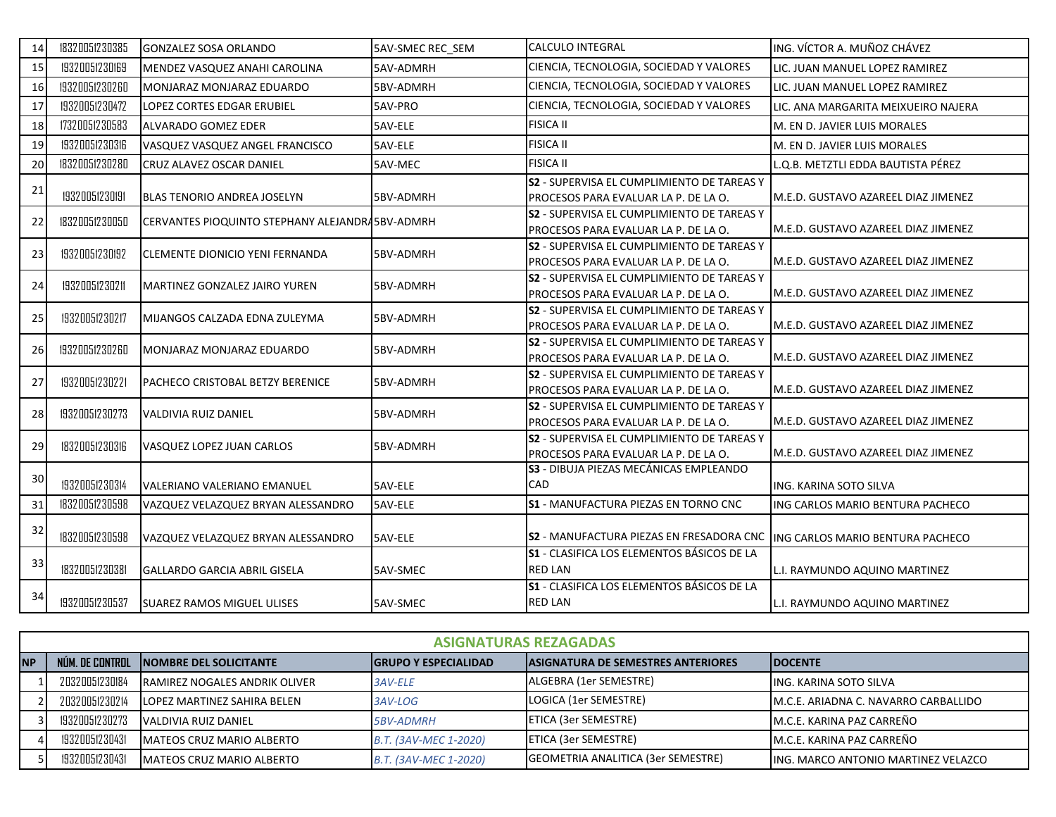| | | | | | |
|---|---|---|---|---|---|
| 14 | 18320051230385 | GONZALEZ SOSA ORLANDO | 5AV-SMEC REC_SEM | CALCULO INTEGRAL | ING. VÍCTOR A. MUÑOZ CHÁVEZ |
| 15 | 19320051230169 | MENDEZ VASQUEZ ANAHI CAROLINA | 5AV-ADMRH | CIENCIA, TECNOLOGIA, SOCIEDAD Y VALORES | LIC. JUAN MANUEL LOPEZ RAMIREZ |
| 16 | 19320051230260 | MONJARAZ MONJARAZ EDUARDO | 5BV-ADMRH | CIENCIA, TECNOLOGIA, SOCIEDAD Y VALORES | LIC. JUAN MANUEL LOPEZ RAMIREZ |
| 17 | 19320051230472 | LOPEZ CORTES EDGAR ERUBIEL | 5AV-PRO | CIENCIA, TECNOLOGIA, SOCIEDAD Y VALORES | LIC. ANA MARGARITA MEIXUEIRO NAJERA |
| 18 | 17320051230583 | ALVARADO GOMEZ EDER | 5AV-ELE | FISICA II | M. EN D. JAVIER LUIS MORALES |
| 19 | 19320051230316 | VASQUEZ VASQUEZ ANGEL FRANCISCO | 5AV-ELE | FISICA II | M. EN D. JAVIER LUIS MORALES |
| 20 | 18320051230280 | CRUZ ALAVEZ OSCAR DANIEL | 5AV-MEC | FISICA II | L.Q.B. METZTLI EDDA BAUTISTA PÉREZ |
| 21 | 19320051230191 | BLAS TENORIO ANDREA JOSELYN | 5BV-ADMRH | **S2** - SUPERVISA EL CUMPLIMIENTO DE TAREAS Y PROCESOS PARA EVALUAR LA P. DE LA O. | M.E.D. GUSTAVO AZAREEL DIAZ JIMENEZ |
| 22 | 18320051230050 | CERVANTES PIOQUINTO STEPHANY ALEJANDRA | 5BV-ADMRH | **S2** - SUPERVISA EL CUMPLIMIENTO DE TAREAS Y PROCESOS PARA EVALUAR LA P. DE LA O. | M.E.D. GUSTAVO AZAREEL DIAZ JIMENEZ |
| 23 | 19320051230192 | CLEMENTE DIONICIO YENI FERNANDA | 5BV-ADMRH | **S2** - SUPERVISA EL CUMPLIMIENTO DE TAREAS Y PROCESOS PARA EVALUAR LA P. DE LA O. | M.E.D. GUSTAVO AZAREEL DIAZ JIMENEZ |
| 24 | 19320051230211 | MARTINEZ GONZALEZ JAIRO YUREN | 5BV-ADMRH | **S2** - SUPERVISA EL CUMPLIMIENTO DE TAREAS Y PROCESOS PARA EVALUAR LA P. DE LA O. | M.E.D. GUSTAVO AZAREEL DIAZ JIMENEZ |
| 25 | 19320051230217 | MIJANGOS CALZADA EDNA ZULEYMA | 5BV-ADMRH | **S2** - SUPERVISA EL CUMPLIMIENTO DE TAREAS Y PROCESOS PARA EVALUAR LA P. DE LA O. | M.E.D. GUSTAVO AZAREEL DIAZ JIMENEZ |
| 26 | 19320051230260 | MONJARAZ MONJARAZ EDUARDO | 5BV-ADMRH | **S2** - SUPERVISA EL CUMPLIMIENTO DE TAREAS Y PROCESOS PARA EVALUAR LA P. DE LA O. | M.E.D. GUSTAVO AZAREEL DIAZ JIMENEZ |
| 27 | 19320051230221 | PACHECO CRISTOBAL BETZY BERENICE | 5BV-ADMRH | **S2** - SUPERVISA EL CUMPLIMIENTO DE TAREAS Y PROCESOS PARA EVALUAR LA P. DE LA O. | M.E.D. GUSTAVO AZAREEL DIAZ JIMENEZ |
| 28 | 19320051230273 | VALDIVIA RUIZ DANIEL | 5BV-ADMRH | **S2** - SUPERVISA EL CUMPLIMIENTO DE TAREAS Y PROCESOS PARA EVALUAR LA P. DE LA O. | M.E.D. GUSTAVO AZAREEL DIAZ JIMENEZ |
| 29 | 18320051230316 | VASQUEZ LOPEZ JUAN CARLOS | 5BV-ADMRH | **S2** - SUPERVISA EL CUMPLIMIENTO DE TAREAS Y PROCESOS PARA EVALUAR LA P. DE LA O. | M.E.D. GUSTAVO AZAREEL DIAZ JIMENEZ |
| 30 | 19320051230314 | VALERIANO VALERIANO EMANUEL | 5AV-ELE | **S3** - DIBUJA PIEZAS MECÁNICAS EMPLEANDO CAD | ING. KARINA SOTO SILVA |
| 31 | 18320051230598 | VAZQUEZ VELAZQUEZ BRYAN ALESSANDRO | 5AV-ELE | **S1** - MANUFACTURA PIEZAS EN TORNO CNC | ING CARLOS MARIO BENTURA PACHECO |
| 32 | 18320051230598 | VAZQUEZ VELAZQUEZ BRYAN ALESSANDRO | 5AV-ELE | **S2** - MANUFACTURA PIEZAS EN FRESADORA CNC | ING CARLOS MARIO BENTURA PACHECO |
| 33 | 18320051230381 | GALLARDO GARCIA ABRIL GISELA | 5AV-SMEC | **S1** - CLASIFICA LOS ELEMENTOS BÁSICOS DE LA RED LAN | L.I. RAYMUNDO AQUINO MARTINEZ |
| 34 | 19320051230537 | SUAREZ RAMOS MIGUEL ULISES | 5AV-SMEC | **S1** - CLASIFICA LOS ELEMENTOS BÁSICOS DE LA RED LAN | L.I. RAYMUNDO AQUINO MARTINEZ |

## ASIGNATURAS REZAGADAS

| NP | NÚM. DE CONTROL | NOMBRE DEL SOLICITANTE | GRUPO Y ESPECIALIDAD | ASIGNATURA DE SEMESTRES ANTERIORES | DOCENTE |
|---|---|---|---|---|---|
| 1 | 20320051230184 | RAMIREZ NOGALES ANDRIK OLIVER | *3AV-ELE* | ALGEBRA (1er SEMESTRE) | ING. KARINA SOTO SILVA |
| 2 | 20320051230214 | LOPEZ MARTINEZ SAHIRA BELEN | *3AV-LOG* | LOGICA (1er SEMESTRE) | M.C.E. ARIADNA C. NAVARRO CARBALLIDO |
| 3 | 19320051230273 | VALDIVIA RUIZ DANIEL | *5BV-ADMRH* | ETICA (3er SEMESTRE) | M.C.E. KARINA PAZ CARREÑO |
| 4 | 19320051230431 | MATEOS CRUZ MARIO ALBERTO | *B.T. (3AV-MEC 1-2020)* | ETICA (3er SEMESTRE) | M.C.E. KARINA PAZ CARREÑO |
| 5 | 19320051230431 | MATEOS CRUZ MARIO ALBERTO | *B.T. (3AV-MEC 1-2020)* | GEOMETRIA ANALITICA (3er SEMESTRE) | ING. MARCO ANTONIO MARTINEZ VELAZCO |